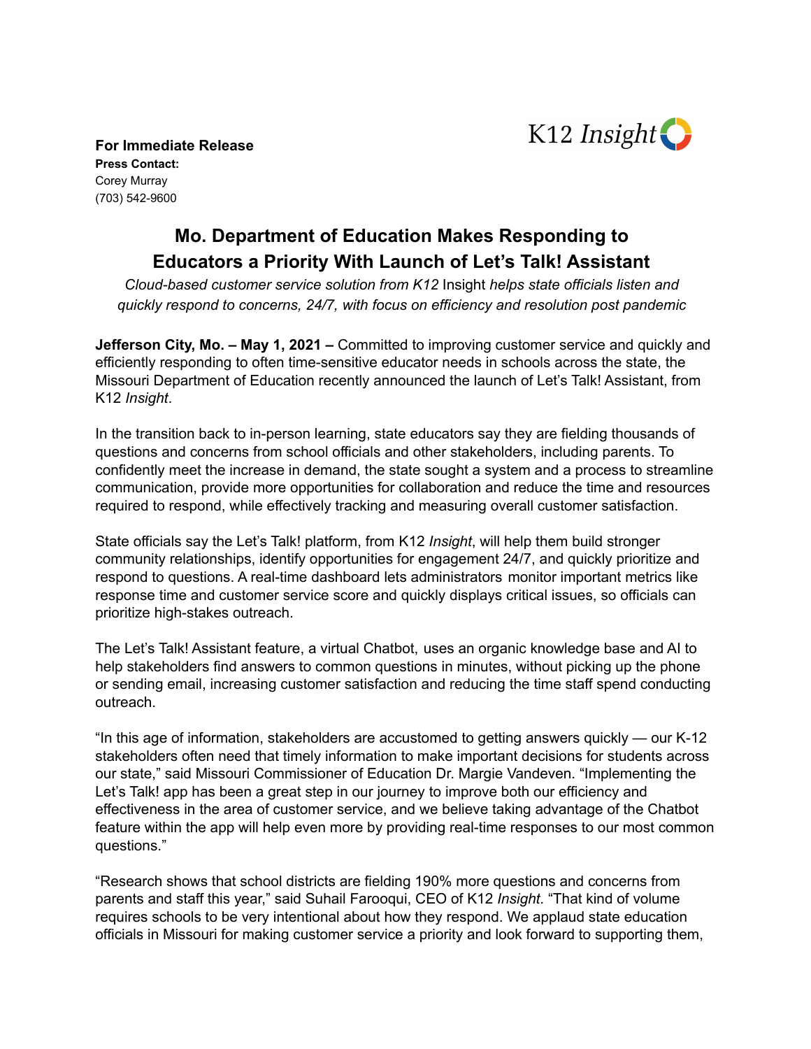K12 *Insight*

**For Immediate Release**
**Press Contact:**
Corey Murray
(703) 542-9600

# Mo. Department of Education Makes Responding to Educators a Priority With Launch of Let's Talk! Assistant

*Cloud-based customer service solution from K12* Insight *helps state officials listen and quickly respond to concerns, 24/7, with focus on efficiency and resolution post pandemic*

**Jefferson City, Mo. – May 1, 2021 –** Committed to improving customer service and quickly and efficiently responding to often time-sensitive educator needs in schools across the state, the Missouri Department of Education recently announced the launch of Let's Talk! Assistant, from K12 *Insight*.

In the transition back to in-person learning, state educators say they are fielding thousands of questions and concerns from school officials and other stakeholders, including parents. To confidently meet the increase in demand, the state sought a system and a process to streamline communication, provide more opportunities for collaboration and reduce the time and resources required to respond, while effectively tracking and measuring overall customer satisfaction.

State officials say the Let's Talk! platform, from K12 *Insight*, will help them build stronger community relationships, identify opportunities for engagement 24/7, and quickly prioritize and respond to questions. A real-time dashboard lets administrators monitor important metrics like response time and customer service score and quickly displays critical issues, so officials can prioritize high-stakes outreach.

The Let's Talk! Assistant feature, a virtual Chatbot, uses an organic knowledge base and AI to help stakeholders find answers to common questions in minutes, without picking up the phone or sending email, increasing customer satisfaction and reducing the time staff spend conducting outreach.

"In this age of information, stakeholders are accustomed to getting answers quickly — our K-12 stakeholders often need that timely information to make important decisions for students across our state," said Missouri Commissioner of Education Dr. Margie Vandeven. "Implementing the Let's Talk! app has been a great step in our journey to improve both our efficiency and effectiveness in the area of customer service, and we believe taking advantage of the Chatbot feature within the app will help even more by providing real-time responses to our most common questions."

"Research shows that school districts are fielding 190% more questions and concerns from parents and staff this year," said Suhail Farooqui, CEO of K12 *Insight*. "That kind of volume requires schools to be very intentional about how they respond. We applaud state education officials in Missouri for making customer service a priority and look forward to supporting them,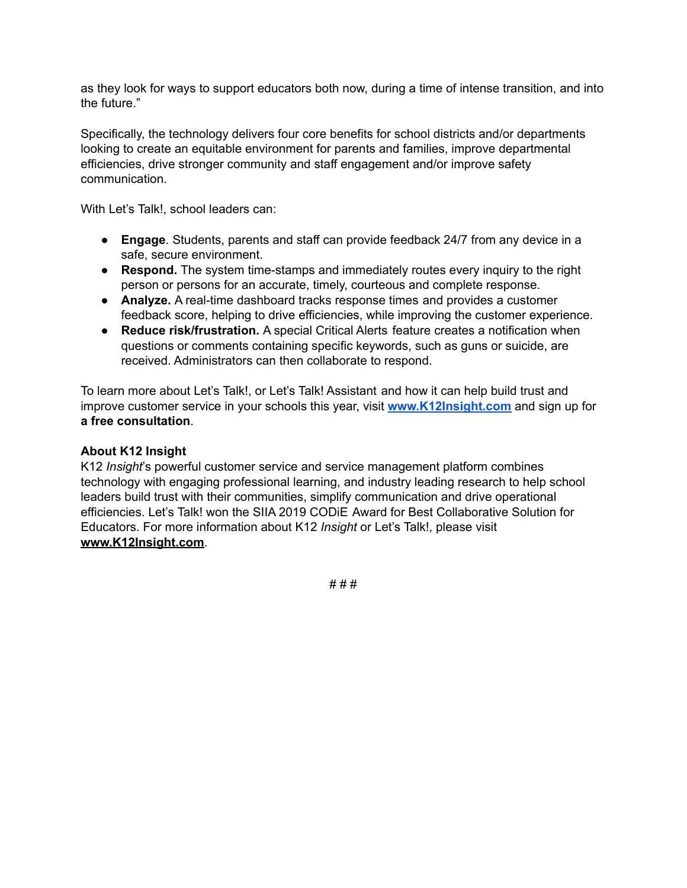as they look for ways to support educators both now, during a time of intense transition, and into the future."

Specifically, the technology delivers four core benefits for school districts and/or departments looking to create an equitable environment for parents and families, improve departmental efficiencies, drive stronger community and staff engagement and/or improve safety communication.

With Let's Talk!, school leaders can:

- **Engage**. Students, parents and staff can provide feedback 24/7 from any device in a safe, secure environment.
- **Respond.** The system time-stamps and immediately routes every inquiry to the right person or persons for an accurate, timely, courteous and complete response.
- **Analyze.** A real-time dashboard tracks response times and provides a customer feedback score, helping to drive efficiencies, while improving the customer experience.
- **Reduce risk/frustration.** A special Critical Alerts feature creates a notification when questions or comments containing specific keywords, such as guns or suicide, are received. Administrators can then collaborate to respond.

To learn more about Let's Talk!, or Let's Talk! Assistant and how it can help build trust and improve customer service in your schools this year, visit **[www.K12Insight.com](http://www.K12Insight.com)** and sign up for **a free consultation**.

**About K12 Insight**
K12 *Insight*'s powerful customer service and service management platform combines technology with engaging professional learning, and industry leading research to help school leaders build trust with their communities, simplify communication and drive operational efficiencies. Let's Talk! won the SIIA 2019 CODiE Award for Best Collaborative Solution for Educators. For more information about K12 *Insight* or Let's Talk!, please visit **www.K12Insight.com**.

# # #